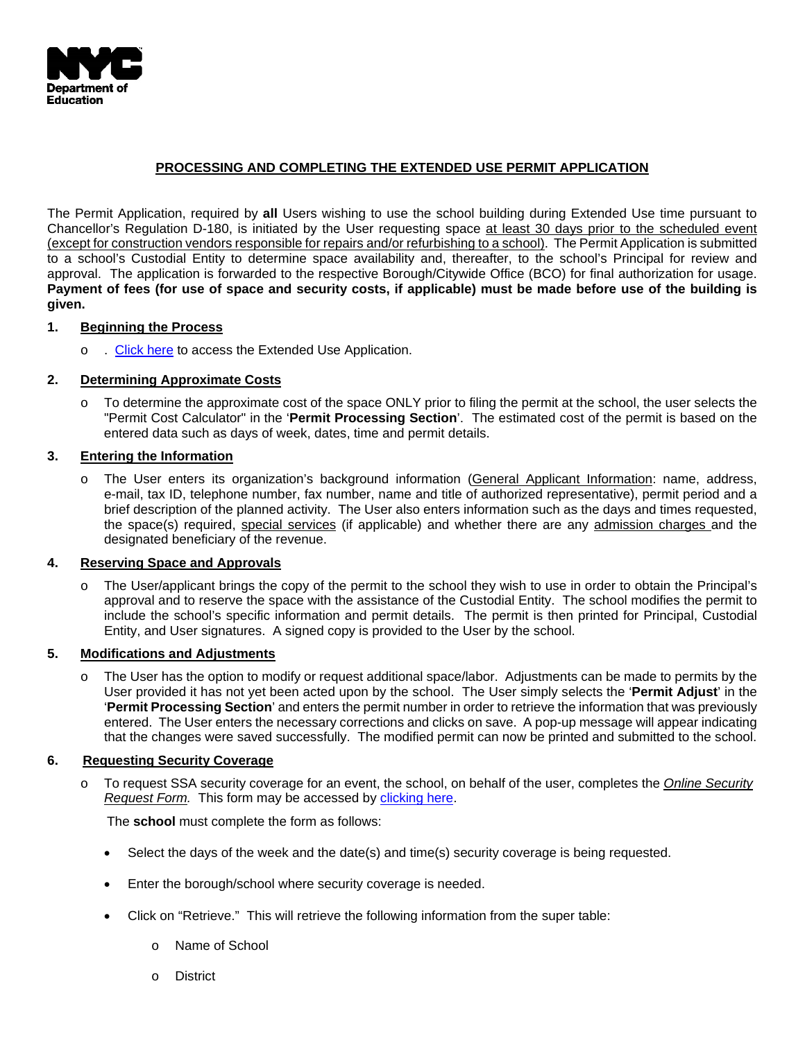NYC
Department of Education

## PROCESSING AND COMPLETING THE EXTENDED USE PERMIT APPLICATION

The Permit Application, required by **all** Users wishing to use the school building during Extended Use time pursuant to Chancellor's Regulation D-180, is initiated by the User requesting space at least 30 days prior to the scheduled event (except for construction vendors responsible for repairs and/or refurbishing to a school). The Permit Application is submitted to a school's Custodial Entity to determine space availability and, thereafter, to the school's Principal for review and approval. The application is forwarded to the respective Borough/Citywide Office (BCO) for final authorization for usage. **Payment of fees (for use of space and security costs, if applicable) must be made before use of the building is given.**

### 1. Beginning the Process

- . Click here to access the Extended Use Application.

### 2. Determining Approximate Costs

- To determine the approximate cost of the space ONLY prior to filing the permit at the school, the user selects the "Permit Cost Calculator" in the '**Permit Processing Section**'. The estimated cost of the permit is based on the entered data such as days of week, dates, time and permit details.

### 3. Entering the Information

- The User enters its organization's background information (General Applicant Information: name, address, e-mail, tax ID, telephone number, fax number, name and title of authorized representative), permit period and a brief description of the planned activity. The User also enters information such as the days and times requested, the space(s) required, special services (if applicable) and whether there are any admission charges and the designated beneficiary of the revenue.

### 4. Reserving Space and Approvals

- The User/applicant brings the copy of the permit to the school they wish to use in order to obtain the Principal's approval and to reserve the space with the assistance of the Custodial Entity. The school modifies the permit to include the school's specific information and permit details. The permit is then printed for Principal, Custodial Entity, and User signatures. A signed copy is provided to the User by the school.

### 5. Modifications and Adjustments

- The User has the option to modify or request additional space/labor. Adjustments can be made to permits by the User provided it has not yet been acted upon by the school. The User simply selects the '**Permit Adjust**' in the '**Permit Processing Section**' and enters the permit number in order to retrieve the information that was previously entered. The User enters the necessary corrections and clicks on save. A pop-up message will appear indicating that the changes were saved successfully. The modified permit can now be printed and submitted to the school.

### 6. Requesting Security Coverage

- To request SSA security coverage for an event, the school, on behalf of the user, completes the *Online Security Request Form.* This form may be accessed by clicking here.

  The **school** must complete the form as follows:

  - Select the days of the week and the date(s) and time(s) security coverage is being requested.
  - Enter the borough/school where security coverage is needed.
  - Click on "Retrieve." This will retrieve the following information from the super table:
    - Name of School
    - District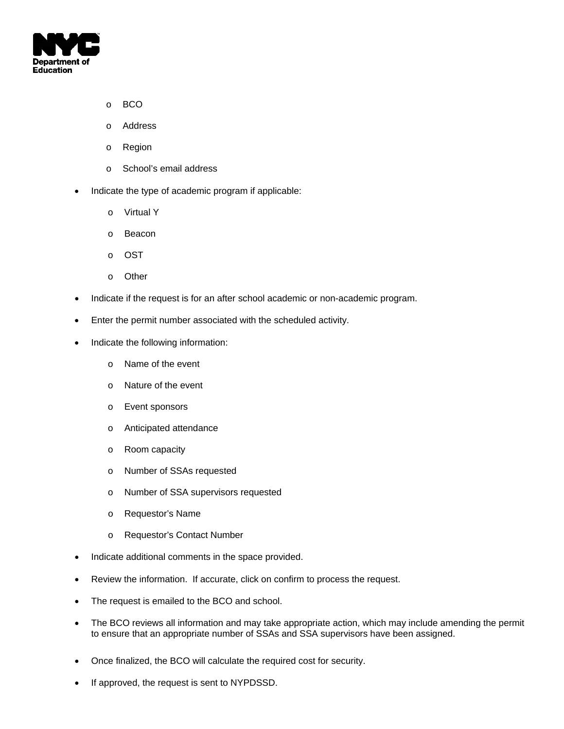- BCO
  - Address
  - Region
  - School's email address

- Indicate the type of academic program if applicable:
  - Virtual Y
  - Beacon
  - OST
  - Other
- Indicate if the request is for an after school academic or non-academic program.
- Enter the permit number associated with the scheduled activity.
- Indicate the following information:
  - Name of the event
  - Nature of the event
  - Event sponsors
  - Anticipated attendance
  - Room capacity
  - Number of SSAs requested
  - Number of SSA supervisors requested
  - Requestor's Name
  - Requestor's Contact Number
- Indicate additional comments in the space provided.
- Review the information. If accurate, click on confirm to process the request.
- The request is emailed to the BCO and school.
- The BCO reviews all information and may take appropriate action, which may include amending the permit to ensure that an appropriate number of SSAs and SSA supervisors have been assigned.
- Once finalized, the BCO will calculate the required cost for security.
- If approved, the request is sent to NYPDSSD.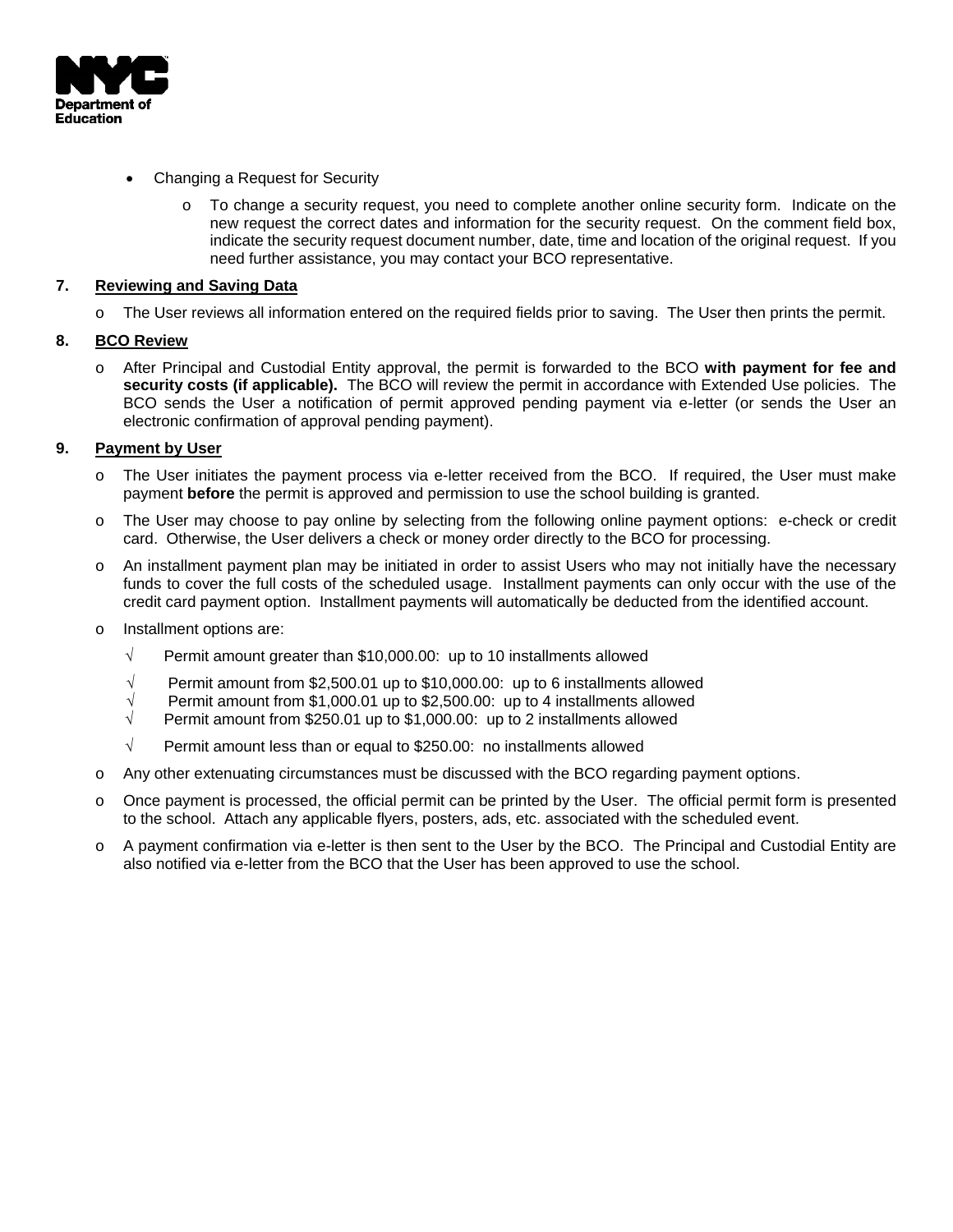- Changing a Request for Security
  - To change a security request, you need to complete another online security form. Indicate on the new request the correct dates and information for the security request. On the comment field box, indicate the security request document number, date, time and location of the original request. If you need further assistance, you may contact your BCO representative.

**7. <u>Reviewing and Saving Data</u>**

- The User reviews all information entered on the required fields prior to saving. The User then prints the permit.

**8. <u>BCO Review</u>**

- After Principal and Custodial Entity approval, the permit is forwarded to the BCO **with payment for fee and security costs (if applicable).** The BCO will review the permit in accordance with Extended Use policies. The BCO sends the User a notification of permit approved pending payment via e-letter (or sends the User an electronic confirmation of approval pending payment).

**9. <u>Payment by User</u>**

- The User initiates the payment process via e-letter received from the BCO. If required, the User must make payment **before** the permit is approved and permission to use the school building is granted.
- The User may choose to pay online by selecting from the following online payment options: e-check or credit card. Otherwise, the User delivers a check or money order directly to the BCO for processing.
- An installment payment plan may be initiated in order to assist Users who may not initially have the necessary funds to cover the full costs of the scheduled usage. Installment payments can only occur with the use of the credit card payment option. Installment payments will automatically be deducted from the identified account.
- Installment options are:
  - √ Permit amount greater than $10,000.00: up to 10 installments allowed
  - √ Permit amount from $2,500.01 up to $10,000.00: up to 6 installments allowed
  - √ Permit amount from $1,000.01 up to $2,500.00: up to 4 installments allowed
  - √ Permit amount from $250.01 up to $1,000.00: up to 2 installments allowed
  - √ Permit amount less than or equal to $250.00: no installments allowed
- Any other extenuating circumstances must be discussed with the BCO regarding payment options.
- Once payment is processed, the official permit can be printed by the User. The official permit form is presented to the school. Attach any applicable flyers, posters, ads, etc. associated with the scheduled event.
- A payment confirmation via e-letter is then sent to the User by the BCO. The Principal and Custodial Entity are also notified via e-letter from the BCO that the User has been approved to use the school.